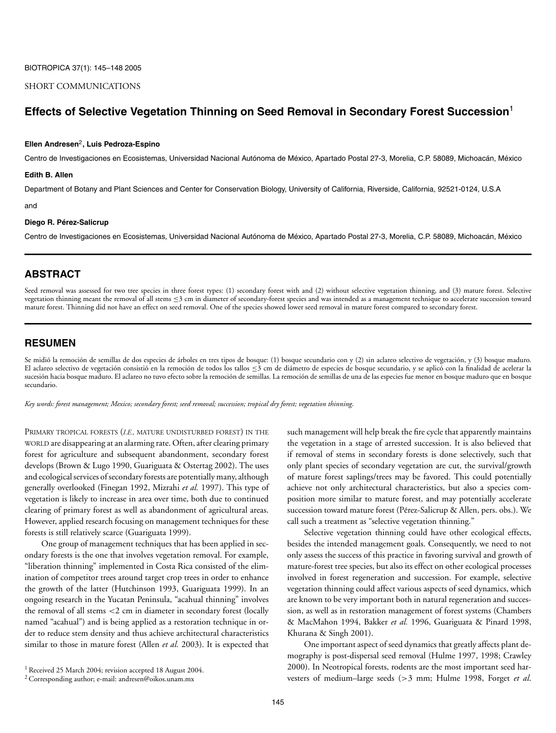SHORT COMMUNICATIONS

# Effects of Selective Vegetation Thinning on Seed Removal in Secondary Forest Succession[1]

**Ellen Andresen**[2]**, Luis Pedroza-Espino**

Centro de Investigaciones en Ecosistemas, Universidad Nacional Autónoma de México, Apartado Postal 27-3, Morelia, C.P. 58089, Michoacán, México

**Edith B. Allen**

Department of Botany and Plant Sciences and Center for Conservation Biology, University of California, Riverside, California, 92521-0124, U.S.A

and

**Diego R. Pérez-Salicrup**

Centro de Investigaciones en Ecosistemas, Universidad Nacional Autónoma de México, Apartado Postal 27-3, Morelia, C.P. 58089, Michoacán, México

## ABSTRACT

Seed removal was assessed for two tree species in three forest types: (1) secondary forest with and (2) without selective vegetation thinning, and (3) mature forest. Selective vegetation thinning meant the removal of all stems ≤3 cm in diameter of secondary-forest species and was intended as a management technique to accelerate succession toward mature forest. Thinning did not have an effect on seed removal. One of the species showed lower seed removal in mature forest compared to secondary forest.

## RESUMEN

Se midió la remoción de semillas de dos especies de árboles en tres tipos de bosque: (1) bosque secundario con y (2) sin aclareo selectivo de vegetación, y (3) bosque maduro. El aclareo selectivo de vegetación consistió en la remoción de todos los tallos ≤3 cm de diámetro de especies de bosque secundario, y se aplicó con la finalidad de acelerar la sucesión hacia bosque maduro. El aclareo no tuvo efecto sobre la remoción de semillas. La remoción de semillas de una de las especies fue menor en bosque maduro que en bosque secundario.

*Key words: forest management; Mexico; secondary forest; seed removal; succession; tropical dry forest; vegetation thinning.*

PRIMARY TROPICAL FORESTS (*I.E.,* MATURE UNDISTURBED FOREST) IN THE WORLD are disappearing at an alarming rate. Often, after clearing primary forest for agriculture and subsequent abandonment, secondary forest develops (Brown & Lugo 1990, Guariguata & Ostertag 2002). The uses and ecological services of secondary forests are potentially many, although generally overlooked (Finegan 1992, Mizrahi *et al.* 1997). This type of vegetation is likely to increase in area over time, both due to continued clearing of primary forest as well as abandonment of agricultural areas. However, applied research focusing on management techniques for these forests is still relatively scarce (Guariguata 1999).

One group of management techniques that has been applied in secondary forests is the one that involves vegetation removal. For example, "liberation thinning" implemented in Costa Rica consisted of the elimination of competitor trees around target crop trees in order to enhance the growth of the latter (Hutchinson 1993, Guariguata 1999). In an ongoing research in the Yucatan Peninsula, "acahual thinning" involves the removal of all stems <2 cm in diameter in secondary forest (locally named "acahual") and is being applied as a restoration technique in order to reduce stem density and thus achieve architectural characteristics similar to those in mature forest (Allen *et al.* 2003). It is expected that such management will help break the fire cycle that apparently maintains the vegetation in a stage of arrested succession. It is also believed that if removal of stems in secondary forests is done selectively, such that only plant species of secondary vegetation are cut, the survival/growth of mature forest saplings/trees may be favored. This could potentially achieve not only architectural characteristics, but also a species composition more similar to mature forest, and may potentially accelerate succession toward mature forest (Pérez-Salicrup & Allen, pers. obs.). We call such a treatment as "selective vegetation thinning."

Selective vegetation thinning could have other ecological effects, besides the intended management goals. Consequently, we need to not only assess the success of this practice in favoring survival and growth of mature-forest tree species, but also its effect on other ecological processes involved in forest regeneration and succession. For example, selective vegetation thinning could affect various aspects of seed dynamics, which are known to be very important both in natural regeneration and succession, as well as in restoration management of forest systems (Chambers & MacMahon 1994, Bakker *et al.* 1996, Guariguata & Pinard 1998, Khurana & Singh 2001).

One important aspect of seed dynamics that greatly affects plant demography is post-dispersal seed removal (Hulme 1997, 1998; Crawley 2000). In Neotropical forests, rodents are the most important seed harvesters of medium–large seeds (>3 mm; Hulme 1998, Forget *et al.*

[1] Received 25 March 2004; revision accepted 18 August 2004.

[2] Corresponding author; e-mail: andresen@oikos.unam.mx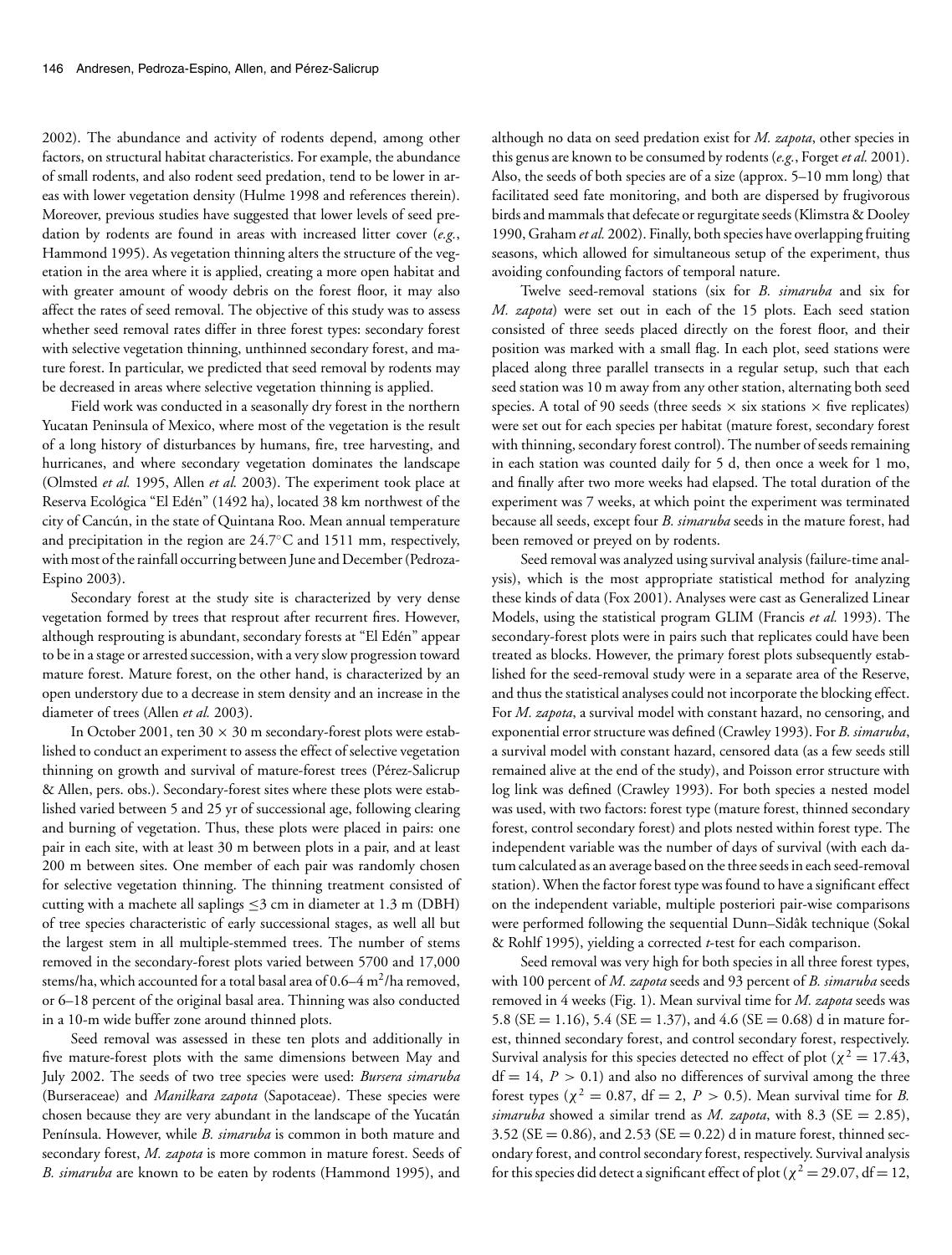2002). The abundance and activity of rodents depend, among other factors, on structural habitat characteristics. For example, the abundance of small rodents, and also rodent seed predation, tend to be lower in areas with lower vegetation density (Hulme 1998 and references therein). Moreover, previous studies have suggested that lower levels of seed predation by rodents are found in areas with increased litter cover (*e.g.*, Hammond 1995). As vegetation thinning alters the structure of the vegetation in the area where it is applied, creating a more open habitat and with greater amount of woody debris on the forest floor, it may also affect the rates of seed removal. The objective of this study was to assess whether seed removal rates differ in three forest types: secondary forest with selective vegetation thinning, unthinned secondary forest, and mature forest. In particular, we predicted that seed removal by rodents may be decreased in areas where selective vegetation thinning is applied.

Field work was conducted in a seasonally dry forest in the northern Yucatan Peninsula of Mexico, where most of the vegetation is the result of a long history of disturbances by humans, fire, tree harvesting, and hurricanes, and where secondary vegetation dominates the landscape (Olmsted *et al.* 1995, Allen *et al.* 2003). The experiment took place at Reserva Ecológica "El Edén" (1492 ha), located 38 km northwest of the city of Cancún, in the state of Quintana Roo. Mean annual temperature and precipitation in the region are 24.7°C and 1511 mm, respectively, with most of the rainfall occurring between June and December (Pedroza-Espino 2003).

Secondary forest at the study site is characterized by very dense vegetation formed by trees that resprout after recurrent fires. However, although resprouting is abundant, secondary forests at "El Edén" appear to be in a stage or arrested succession, with a very slow progression toward mature forest. Mature forest, on the other hand, is characterized by an open understory due to a decrease in stem density and an increase in the diameter of trees (Allen *et al.* 2003).

In October 2001, ten 30 × 30 m secondary-forest plots were established to conduct an experiment to assess the effect of selective vegetation thinning on growth and survival of mature-forest trees (Pérez-Salicrup & Allen, pers. obs.). Secondary-forest sites where these plots were established varied between 5 and 25 yr of successional age, following clearing and burning of vegetation. Thus, these plots were placed in pairs: one pair in each site, with at least 30 m between plots in a pair, and at least 200 m between sites. One member of each pair was randomly chosen for selective vegetation thinning. The thinning treatment consisted of cutting with a machete all saplings ≤3 cm in diameter at 1.3 m (DBH) of tree species characteristic of early successional stages, as well all but the largest stem in all multiple-stemmed trees. The number of stems removed in the secondary-forest plots varied between 5700 and 17,000 stems/ha, which accounted for a total basal area of 0.6–4 $m^2$/ha removed, or 6–18 percent of the original basal area. Thinning was also conducted in a 10-m wide buffer zone around thinned plots.

Seed removal was assessed in these ten plots and additionally in five mature-forest plots with the same dimensions between May and July 2002. The seeds of two tree species were used: *Bursera simaruba* (Burseraceae) and *Manilkara zapota* (Sapotaceae). These species were chosen because they are very abundant in the landscape of the Yucatán Península. However, while *B. simaruba* is common in both mature and secondary forest, *M. zapota* is more common in mature forest. Seeds of *B. simaruba* are known to be eaten by rodents (Hammond 1995), and although no data on seed predation exist for *M. zapota*, other species in this genus are known to be consumed by rodents (*e.g.*, Forget *et al.* 2001). Also, the seeds of both species are of a size (approx. 5–10 mm long) that facilitated seed fate monitoring, and both are dispersed by frugivorous birds and mammals that defecate or regurgitate seeds (Klimstra & Dooley 1990, Graham *et al.* 2002). Finally, both species have overlapping fruiting seasons, which allowed for simultaneous setup of the experiment, thus avoiding confounding factors of temporal nature.

Twelve seed-removal stations (six for *B. simaruba* and six for *M. zapota*) were set out in each of the 15 plots. Each seed station consisted of three seeds placed directly on the forest floor, and their position was marked with a small flag. In each plot, seed stations were placed along three parallel transects in a regular setup, such that each seed station was 10 m away from any other station, alternating both seed species. A total of 90 seeds (three seeds × six stations × five replicates) were set out for each species per habitat (mature forest, secondary forest with thinning, secondary forest control). The number of seeds remaining in each station was counted daily for 5 d, then once a week for 1 mo, and finally after two more weeks had elapsed. The total duration of the experiment was 7 weeks, at which point the experiment was terminated because all seeds, except four *B. simaruba* seeds in the mature forest, had been removed or preyed on by rodents.

Seed removal was analyzed using survival analysis (failure-time analysis), which is the most appropriate statistical method for analyzing these kinds of data (Fox 2001). Analyses were cast as Generalized Linear Models, using the statistical program GLIM (Francis *et al.* 1993). The secondary-forest plots were in pairs such that replicates could have been treated as blocks. However, the primary forest plots subsequently established for the seed-removal study were in a separate area of the Reserve, and thus the statistical analyses could not incorporate the blocking effect. For *M. zapota*, a survival model with constant hazard, no censoring, and exponential error structure was defined (Crawley 1993). For *B. simaruba*, a survival model with constant hazard, censored data (as a few seeds still remained alive at the end of the study), and Poisson error structure with log link was defined (Crawley 1993). For both species a nested model was used, with two factors: forest type (mature forest, thinned secondary forest, control secondary forest) and plots nested within forest type. The independent variable was the number of days of survival (with each datum calculated as an average based on the three seeds in each seed-removal station). When the factor forest type was found to have a significant effect on the independent variable, multiple posteriori pair-wise comparisons were performed following the sequential Dunn–Sidâk technique (Sokal & Rohlf 1995), yielding a corrected *t*-test for each comparison.

Seed removal was very high for both species in all three forest types, with 100 percent of *M. zapota* seeds and 93 percent of *B. simaruba* seeds removed in 4 weeks (Fig. 1). Mean survival time for *M. zapota* seeds was 5.8 (SE = 1.16), 5.4 (SE = 1.37), and 4.6 (SE = 0.68) d in mature forest, thinned secondary forest, and control secondary forest, respectively. Survival analysis for this species detected no effect of plot ($\chi^2 = 17.43$, df = 14, $P > 0.1$) and also no differences of survival among the three forest types ($\chi^2 = 0.87$, df = 2, $P > 0.5$). Mean survival time for *B. simaruba* showed a similar trend as *M. zapota*, with 8.3 (SE = 2.85), 3.52 (SE = 0.86), and 2.53 (SE = 0.22) d in mature forest, thinned secondary forest, and control secondary forest, respectively. Survival analysis for this species did detect a significant effect of plot ($\chi^2 = 29.07$, df = 12,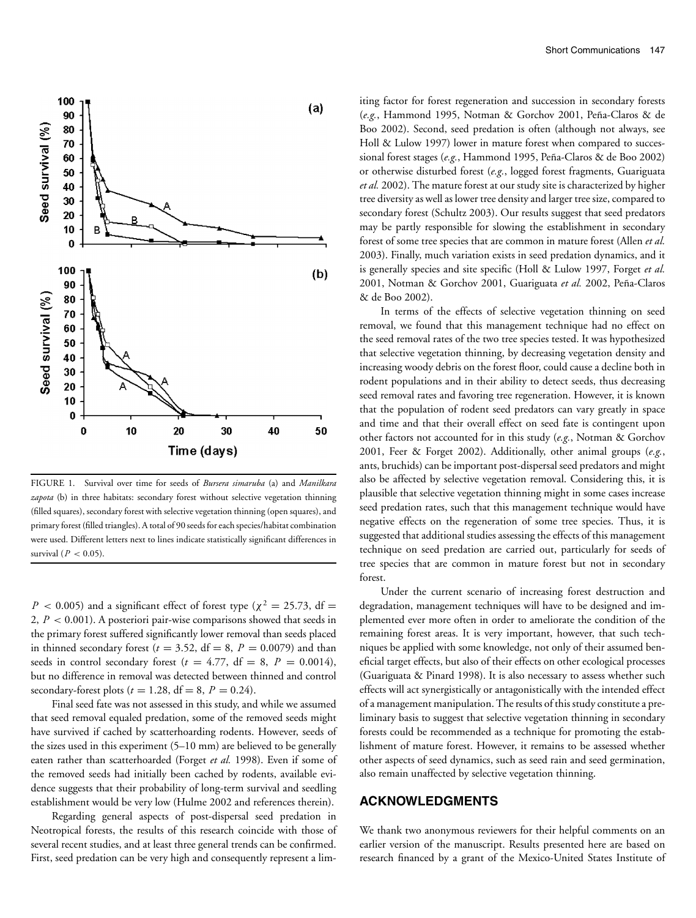100
90
80
70
60
50
40
30
20
10
0
Seed survival (%)
(a)
A
B
B

100
90
80
70
60
50
40
30
20
10
0
Seed survival (%)
(b)
A
A
A
0
10
20
30
40
50
Time (days)

FIGURE 1. Survival over time for seeds of *Bursera simaruba* (a) and *Manilkara zapota* (b) in three habitats: secondary forest without selective vegetation thinning (filled squares), secondary forest with selective vegetation thinning (open squares), and primary forest (filled triangles). A total of 90 seeds for each species/habitat combination were used. Different letters next to lines indicate statistically significant differences in survival ($P < 0.05$).

$P < 0.005$) and a significant effect of forest type ($\chi^2 = 25.73$, df = 2, $P < 0.001$). A posteriori pair-wise comparisons showed that seeds in the primary forest suffered significantly lower removal than seeds placed in thinned secondary forest ($t = 3.52$, df = 8, $P = 0.0079$) and than seeds in control secondary forest ($t = 4.77$, df = 8, $P = 0.0014$), but no difference in removal was detected between thinned and control secondary-forest plots ($t = 1.28$, df = 8, $P = 0.24$).

Final seed fate was not assessed in this study, and while we assumed that seed removal equaled predation, some of the removed seeds might have survived if cached by scatterhoarding rodents. However, seeds of the sizes used in this experiment (5–10 mm) are believed to be generally eaten rather than scatterhoarded (Forget *et al.* 1998). Even if some of the removed seeds had initially been cached by rodents, available evidence suggests that their probability of long-term survival and seedling establishment would be very low (Hulme 2002 and references therein).

Regarding general aspects of post-dispersal seed predation in Neotropical forests, the results of this research coincide with those of several recent studies, and at least three general trends can be confirmed. First, seed predation can be very high and consequently represent a limiting factor for forest regeneration and succession in secondary forests (*e.g.*, Hammond 1995, Notman & Gorchov 2001, Peña-Claros & de Boo 2002). Second, seed predation is often (although not always, see Holl & Lulow 1997) lower in mature forest when compared to successional forest stages (*e.g.*, Hammond 1995, Peña-Claros & de Boo 2002) or otherwise disturbed forest (*e.g.*, logged forest fragments, Guariguata *et al.* 2002). The mature forest at our study site is characterized by higher tree diversity as well as lower tree density and larger tree size, compared to secondary forest (Schultz 2003). Our results suggest that seed predators may be partly responsible for slowing the establishment in secondary forest of some tree species that are common in mature forest (Allen *et al.* 2003). Finally, much variation exists in seed predation dynamics, and it is generally species and site specific (Holl & Lulow 1997, Forget *et al.* 2001, Notman & Gorchov 2001, Guariguata *et al.* 2002, Peña-Claros & de Boo 2002).

In terms of the effects of selective vegetation thinning on seed removal, we found that this management technique had no effect on the seed removal rates of the two tree species tested. It was hypothesized that selective vegetation thinning, by decreasing vegetation density and increasing woody debris on the forest floor, could cause a decline both in rodent populations and in their ability to detect seeds, thus decreasing seed removal rates and favoring tree regeneration. However, it is known that the population of rodent seed predators can vary greatly in space and time and that their overall effect on seed fate is contingent upon other factors not accounted for in this study (*e.g.*, Notman & Gorchov 2001, Feer & Forget 2002). Additionally, other animal groups (*e.g.*, ants, bruchids) can be important post-dispersal seed predators and might also be affected by selective vegetation removal. Considering this, it is plausible that selective vegetation thinning might in some cases increase seed predation rates, such that this management technique would have negative effects on the regeneration of some tree species. Thus, it is suggested that additional studies assessing the effects of this management technique on seed predation are carried out, particularly for seeds of tree species that are common in mature forest but not in secondary forest.

Under the current scenario of increasing forest destruction and degradation, management techniques will have to be designed and implemented ever more often in order to ameliorate the condition of the remaining forest areas. It is very important, however, that such techniques be applied with some knowledge, not only of their assumed beneficial target effects, but also of their effects on other ecological processes (Guariguata & Pinard 1998). It is also necessary to assess whether such effects will act synergistically or antagonistically with the intended effect of a management manipulation. The results of this study constitute a preliminary basis to suggest that selective vegetation thinning in secondary forests could be recommended as a technique for promoting the establishment of mature forest. However, it remains to be assessed whether other aspects of seed dynamics, such as seed rain and seed germination, also remain unaffected by selective vegetation thinning.

## ACKNOWLEDGMENTS

We thank two anonymous reviewers for their helpful comments on an earlier version of the manuscript. Results presented here are based on research financed by a grant of the Mexico-United States Institute of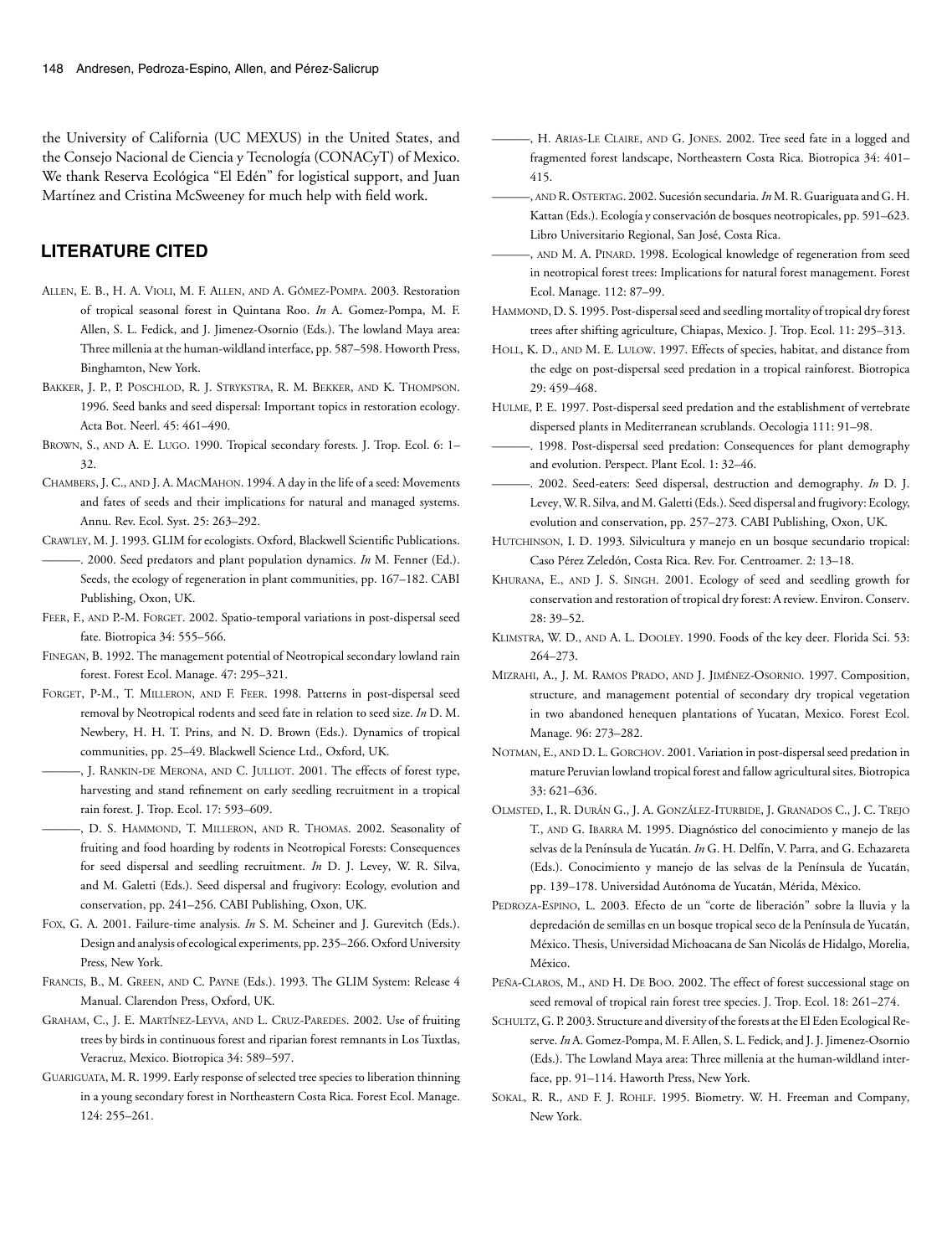the University of California (UC MEXUS) in the United States, and the Consejo Nacional de Ciencia y Tecnología (CONACyT) of Mexico. We thank Reserva Ecológica "El Edén" for logistical support, and Juan Martínez and Cristina McSweeney for much help with field work.

## LITERATURE CITED

ALLEN, E. B., H. A. VIOLI, M. F. ALLEN, AND A. GÓMEZ-POMPA. 2003. Restoration of tropical seasonal forest in Quintana Roo. *In* A. Gomez-Pompa, M. F. Allen, S. L. Fedick, and J. Jimenez-Osornio (Eds.). The lowland Maya area: Three millenia at the human-wildland interface, pp. 587–598. Howorth Press, Binghamton, New York.

BAKKER, J. P., P. POSCHLOD, R. J. STRYKSTRA, R. M. BEKKER, AND K. THOMPSON. 1996. Seed banks and seed dispersal: Important topics in restoration ecology. Acta Bot. Neerl. 45: 461–490.

BROWN, S., AND A. E. LUGO. 1990. Tropical secondary forests. J. Trop. Ecol. 6: 1–32.

CHAMBERS, J. C., AND J. A. MACMAHON. 1994. A day in the life of a seed: Movements and fates of seeds and their implications for natural and managed systems. Annu. Rev. Ecol. Syst. 25: 263–292.

CRAWLEY, M. J. 1993. GLIM for ecologists. Oxford, Blackwell Scientific Publications.

———. 2000. Seed predators and plant population dynamics. *In* M. Fenner (Ed.). Seeds, the ecology of regeneration in plant communities, pp. 167–182. CABI Publishing, Oxon, UK.

FEER, F., AND P.-M. FORGET. 2002. Spatio-temporal variations in post-dispersal seed fate. Biotropica 34: 555–566.

FINEGAN, B. 1992. The management potential of Neotropical secondary lowland rain forest. Forest Ecol. Manage. 47: 295–321.

FORGET, P-M., T. MILLERON, AND F. FEER. 1998. Patterns in post-dispersal seed removal by Neotropical rodents and seed fate in relation to seed size. *In* D. M. Newbery, H. H. T. Prins, and N. D. Brown (Eds.). Dynamics of tropical communities, pp. 25–49. Blackwell Science Ltd., Oxford, UK.

———, J. RANKIN-DE MERONA, AND C. JULLIOT. 2001. The effects of forest type, harvesting and stand refinement on early seedling recruitment in a tropical rain forest. J. Trop. Ecol. 17: 593–609.

———, D. S. HAMMOND, T. MILLERON, AND R. THOMAS. 2002. Seasonality of fruiting and food hoarding by rodents in Neotropical Forests: Consequences for seed dispersal and seedling recruitment. *In* D. J. Levey, W. R. Silva, and M. Galetti (Eds.). Seed dispersal and frugivory: Ecology, evolution and conservation, pp. 241–256. CABI Publishing, Oxon, UK.

FOX, G. A. 2001. Failure-time analysis. *In* S. M. Scheiner and J. Gurevitch (Eds.). Design and analysis of ecological experiments, pp. 235–266. Oxford University Press, New York.

FRANCIS, B., M. GREEN, AND C. PAYNE (Eds.). 1993. The GLIM System: Release 4 Manual. Clarendon Press, Oxford, UK.

GRAHAM, C., J. E. MARTÍNEZ-LEYVA, AND L. CRUZ-PAREDES. 2002. Use of fruiting trees by birds in continuous forest and riparian forest remnants in Los Tuxtlas, Veracruz, Mexico. Biotropica 34: 589–597.

GUARIGUATA, M. R. 1999. Early response of selected tree species to liberation thinning in a young secondary forest in Northeastern Costa Rica. Forest Ecol. Manage. 124: 255–261.

———, H. ARIAS-LE CLAIRE, AND G. JONES. 2002. Tree seed fate in a logged and fragmented forest landscape, Northeastern Costa Rica. Biotropica 34: 401–415.

———, AND R. OSTERTAG. 2002. Sucesión secundaria. *In* M. R. Guariguata and G. H. Kattan (Eds.). Ecología y conservación de bosques neotropicales, pp. 591–623. Libro Universitario Regional, San José, Costa Rica.

———, AND M. A. PINARD. 1998. Ecological knowledge of regeneration from seed in neotropical forest trees: Implications for natural forest management. Forest Ecol. Manage. 112: 87–99.

HAMMOND, D. S. 1995. Post-dispersal seed and seedling mortality of tropical dry forest trees after shifting agriculture, Chiapas, Mexico. J. Trop. Ecol. 11: 295–313.

HOLL, K. D., AND M. E. LULOW. 1997. Effects of species, habitat, and distance from the edge on post-dispersal seed predation in a tropical rainforest. Biotropica 29: 459–468.

HULME, P. E. 1997. Post-dispersal seed predation and the establishment of vertebrate dispersed plants in Mediterranean scrublands. Oecologia 111: 91–98.

———. 1998. Post-dispersal seed predation: Consequences for plant demography and evolution. Perspect. Plant Ecol. 1: 32–46.

———. 2002. Seed-eaters: Seed dispersal, destruction and demography. *In* D. J. Levey, W. R. Silva, and M. Galetti (Eds.). Seed dispersal and frugivory: Ecology, evolution and conservation, pp. 257–273. CABI Publishing, Oxon, UK.

HUTCHINSON, I. D. 1993. Silvicultura y manejo en un bosque secundario tropical: Caso Pérez Zeledón, Costa Rica. Rev. For. Centroamer. 2: 13–18.

KHURANA, E., AND J. S. SINGH. 2001. Ecology of seed and seedling growth for conservation and restoration of tropical dry forest: A review. Environ. Conserv. 28: 39–52.

KLIMSTRA, W. D., AND A. L. DOOLEY. 1990. Foods of the key deer. Florida Sci. 53: 264–273.

MIZRAHI, A., J. M. RAMOS PRADO, AND J. JIMÉNEZ-OSORNIO. 1997. Composition, structure, and management potential of secondary dry tropical vegetation in two abandoned henequen plantations of Yucatan, Mexico. Forest Ecol. Manage. 96: 273–282.

NOTMAN, E., AND D. L. GORCHOV. 2001. Variation in post-dispersal seed predation in mature Peruvian lowland tropical forest and fallow agricultural sites. Biotropica 33: 621–636.

OLMSTED, I., R. DURÁN G., J. A. GONZÁLEZ-ITURBIDE, J. GRANADOS C., J. C. TREJO T., AND G. IBARRA M. 1995. Diagnóstico del conocimiento y manejo de las selvas de la Península de Yucatán. *In* G. H. Delfín, V. Parra, and G. Echazareta (Eds.). Conocimiento y manejo de las selvas de la Península de Yucatán, pp. 139–178. Universidad Autónoma de Yucatán, Mérida, México.

PEDROZA-ESPINO, L. 2003. Efecto de un "corte de liberación" sobre la lluvia y la depredación de semillas en un bosque tropical seco de la Península de Yucatán, México. Thesis, Universidad Michoacana de San Nicolás de Hidalgo, Morelia, México.

PEÑA-CLAROS, M., AND H. DE BOO. 2002. The effect of forest successional stage on seed removal of tropical rain forest tree species. J. Trop. Ecol. 18: 261–274.

SCHULTZ, G. P. 2003. Structure and diversity of the forests at the El Eden Ecological Reserve. *In* A. Gomez-Pompa, M. F. Allen, S. L. Fedick, and J. J. Jimenez-Osornio (Eds.). The Lowland Maya area: Three millenia at the human-wildland interface, pp. 91–114. Haworth Press, New York.

SOKAL, R. R., AND F. J. ROHLF. 1995. Biometry. W. H. Freeman and Company, New York.